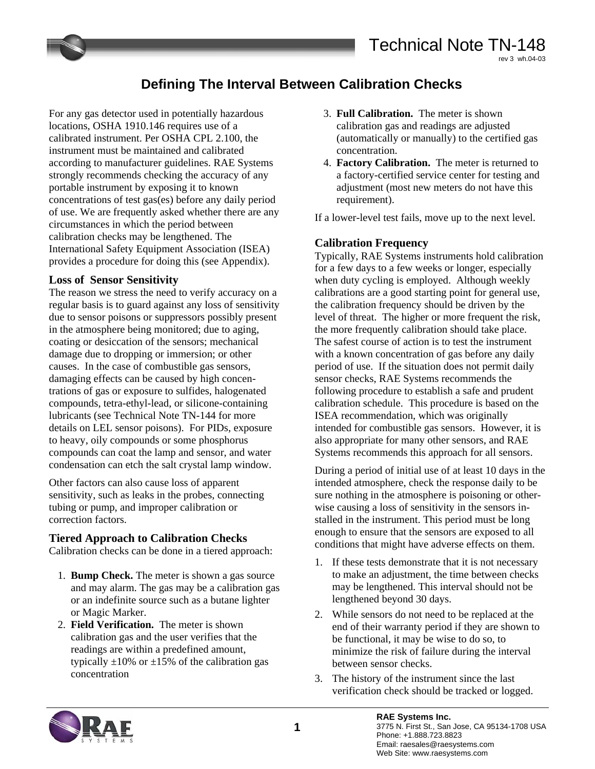# Technical Note TN-148

rev 3 wh.04-03

## Defining The Interval Between Calibration Checks

For any gas detector used in potentially hazardous locations, OSHA 1910.146 requires use of a calibrated instrument. Per OSHA CPL 2.100, the instrument must be maintained and calibrated according to manufacturer guidelines. RAE Systems strongly recommends checking the accuracy of any portable instrument by exposing it to known concentrations of test gas(es) before any daily period of use. We are frequently asked whether there are any circumstances in which the period between calibration checks may be lengthened. The International Safety Equipment Association (ISEA) provides a procedure for doing this (see Appendix).

### Loss of Sensor Sensitivity

The reason we stress the need to verify accuracy on a regular basis is to guard against any loss of sensitivity due to sensor poisons or suppressors possibly present in the atmosphere being monitored; due to aging, coating or desiccation of the sensors; mechanical damage due to dropping or immersion; or other causes. In the case of combustible gas sensors, damaging effects can be caused by high concentrations of gas or exposure to sulfides, halogenated compounds, tetra-ethyl-lead, or silicone-containing lubricants (see Technical Note TN-144 for more details on LEL sensor poisons). For PIDs, exposure to heavy, oily compounds or some phosphorus compounds can coat the lamp and sensor, and water condensation can etch the salt crystal lamp window.

Other factors can also cause loss of apparent sensitivity, such as leaks in the probes, connecting tubing or pump, and improper calibration or correction factors.

### Tiered Approach to Calibration Checks

Calibration checks can be done in a tiered approach:

1. **Bump Check.** The meter is shown a gas source and may alarm. The gas may be a calibration gas or an indefinite source such as a butane lighter or Magic Marker.
2. **Field Verification.** The meter is shown calibration gas and the user verifies that the readings are within a predefined amount, typically ±10% or ±15% of the calibration gas concentration
3. **Full Calibration.** The meter is shown calibration gas and readings are adjusted (automatically or manually) to the certified gas concentration.
4. **Factory Calibration.** The meter is returned to a factory-certified service center for testing and adjustment (most new meters do not have this requirement).

If a lower-level test fails, move up to the next level.

### Calibration Frequency

Typically, RAE Systems instruments hold calibration for a few days to a few weeks or longer, especially when duty cycling is employed. Although weekly calibrations are a good starting point for general use, the calibration frequency should be driven by the level of threat. The higher or more frequent the risk, the more frequently calibration should take place. The safest course of action is to test the instrument with a known concentration of gas before any daily period of use. If the situation does not permit daily sensor checks, RAE Systems recommends the following procedure to establish a safe and prudent calibration schedule. This procedure is based on the ISEA recommendation, which was originally intended for combustible gas sensors. However, it is also appropriate for many other sensors, and RAE Systems recommends this approach for all sensors.

During a period of initial use of at least 10 days in the intended atmosphere, check the response daily to be sure nothing in the atmosphere is poisoning or otherwise causing a loss of sensitivity in the sensors installed in the instrument. This period must be long enough to ensure that the sensors are exposed to all conditions that might have adverse effects on them.

1. If these tests demonstrate that it is not necessary to make an adjustment, the time between checks may be lengthened. This interval should not be lengthened beyond 30 days.
2. While sensors do not need to be replaced at the end of their warranty period if they are shown to be functional, it may be wise to do so, to minimize the risk of failure during the interval between sensor checks.
3. The history of the instrument since the last verification check should be tracked or logged.

**RAE Systems Inc.**
3775 N. First St., San Jose, CA 95134-1708 USA
Phone: +1.888.723.8823
Email: raesales@raesystems.com
Web Site: www.raesystems.com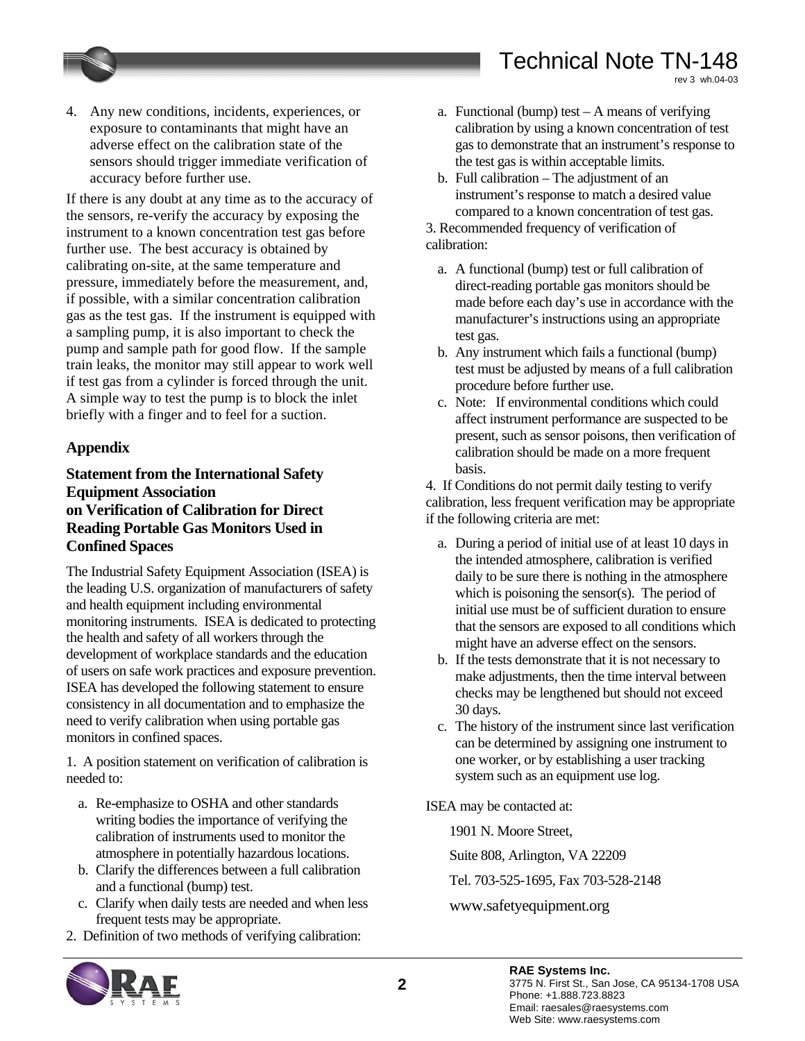4. Any new conditions, incidents, experiences, or exposure to contaminants that might have an adverse effect on the calibration state of the sensors should trigger immediate verification of accuracy before further use.

If there is any doubt at any time as to the accuracy of the sensors, re-verify the accuracy by exposing the instrument to a known concentration test gas before further use. The best accuracy is obtained by calibrating on-site, at the same temperature and pressure, immediately before the measurement, and, if possible, with a similar concentration calibration gas as the test gas. If the instrument is equipped with a sampling pump, it is also important to check the pump and sample path for good flow. If the sample train leaks, the monitor may still appear to work well if test gas from a cylinder is forced through the unit. A simple way to test the pump is to block the inlet briefly with a finger and to feel for a suction.

## Appendix

### Statement from the International Safety Equipment Association on Verification of Calibration for Direct Reading Portable Gas Monitors Used in Confined Spaces

The Industrial Safety Equipment Association (ISEA) is the leading U.S. organization of manufacturers of safety and health equipment including environmental monitoring instruments. ISEA is dedicated to protecting the health and safety of all workers through the development of workplace standards and the education of users on safe work practices and exposure prevention. ISEA has developed the following statement to ensure consistency in all documentation and to emphasize the need to verify calibration when using portable gas monitors in confined spaces.

1. A position statement on verification of calibration is needed to:

   a. Re-emphasize to OSHA and other standards writing bodies the importance of verifying the calibration of instruments used to monitor the atmosphere in potentially hazardous locations.
   b. Clarify the differences between a full calibration and a functional (bump) test.
   c. Clarify when daily tests are needed and when less frequent tests may be appropriate.

2. Definition of two methods of verifying calibration:

   a. Functional (bump) test – A means of verifying calibration by using a known concentration of test gas to demonstrate that an instrument's response to the test gas is within acceptable limits.
   b. Full calibration – The adjustment of an instrument's response to match a desired value compared to a known concentration of test gas.

3. Recommended frequency of verification of calibration:

   a. A functional (bump) test or full calibration of direct-reading portable gas monitors should be made before each day's use in accordance with the manufacturer's instructions using an appropriate test gas.
   b. Any instrument which fails a functional (bump) test must be adjusted by means of a full calibration procedure before further use.
   c. Note: If environmental conditions which could affect instrument performance are suspected to be present, such as sensor poisons, then verification of calibration should be made on a more frequent basis.

4. If Conditions do not permit daily testing to verify calibration, less frequent verification may be appropriate if the following criteria are met:

   a. During a period of initial use of at least 10 days in the intended atmosphere, calibration is verified daily to be sure there is nothing in the atmosphere which is poisoning the sensor(s). The period of initial use must be of sufficient duration to ensure that the sensors are exposed to all conditions which might have an adverse effect on the sensors.
   b. If the tests demonstrate that it is not necessary to make adjustments, then the time interval between checks may be lengthened but should not exceed 30 days.
   c. The history of the instrument since last verification can be determined by assigning one instrument to one worker, or by establishing a user tracking system such as an equipment use log.

ISEA may be contacted at:

1901 N. Moore Street,

Suite 808, Arlington, VA 22209

Tel. 703-525-1695, Fax 703-528-2148

www.safetyequipment.org